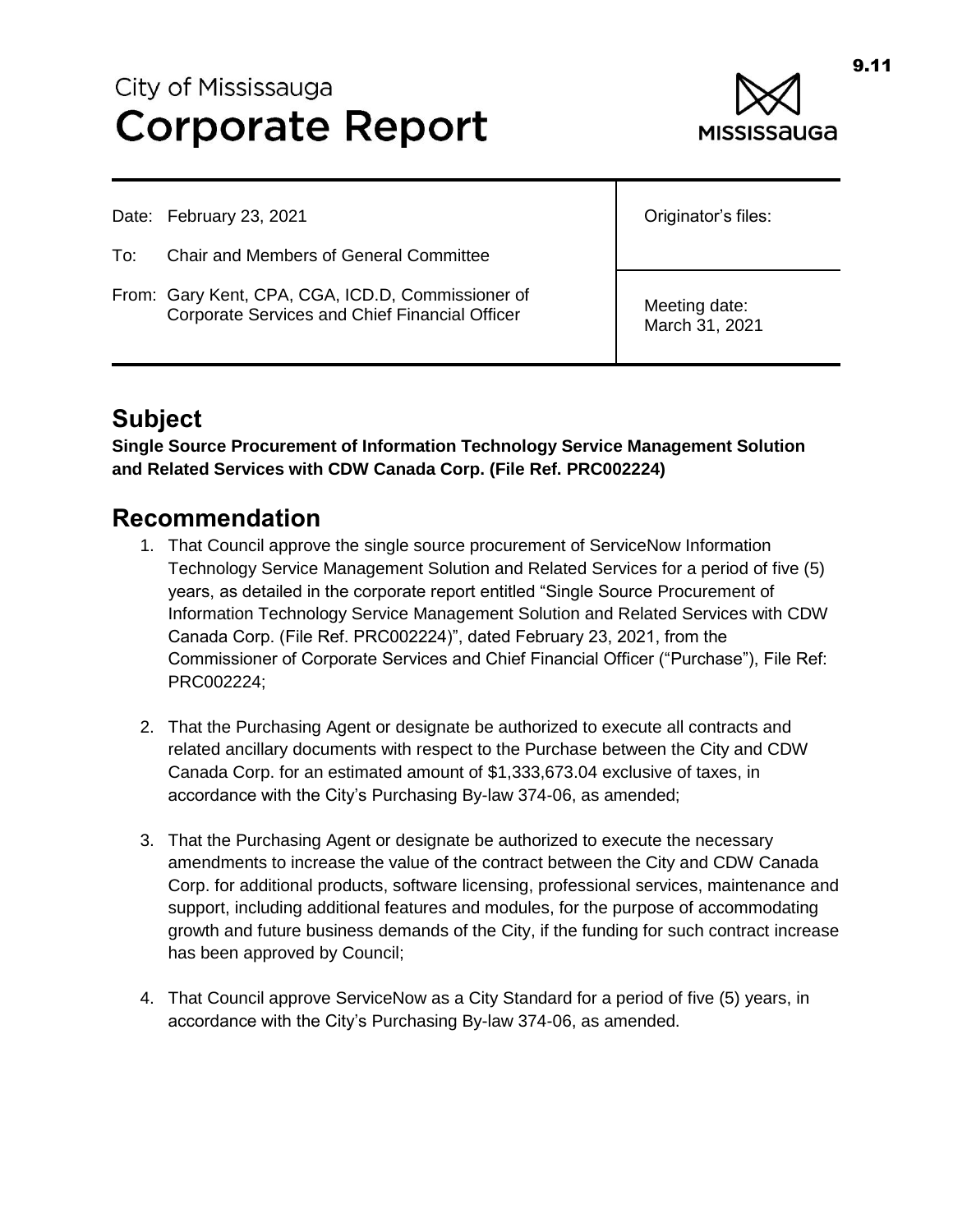City of Mississauga

# Corporate Report

| | |
|---|---|
| Date: February 23, 2021 | Originator's files: |
| To: Chair and Members of General Committee | |
| From: Gary Kent, CPA, CGA, ICD.D, Commissioner of Corporate Services and Chief Financial Officer | Meeting date: March 31, 2021 |

## Subject

**Single Source Procurement of Information Technology Service Management Solution and Related Services with CDW Canada Corp. (File Ref. PRC002224)**

## Recommendation

1. That Council approve the single source procurement of ServiceNow Information Technology Service Management Solution and Related Services for a period of five (5) years, as detailed in the corporate report entitled "Single Source Procurement of Information Technology Service Management Solution and Related Services with CDW Canada Corp. (File Ref. PRC002224)", dated February 23, 2021, from the Commissioner of Corporate Services and Chief Financial Officer ("Purchase"), File Ref: PRC002224;

2. That the Purchasing Agent or designate be authorized to execute all contracts and related ancillary documents with respect to the Purchase between the City and CDW Canada Corp. for an estimated amount of $1,333,673.04 exclusive of taxes, in accordance with the City's Purchasing By-law 374-06, as amended;

3. That the Purchasing Agent or designate be authorized to execute the necessary amendments to increase the value of the contract between the City and CDW Canada Corp. for additional products, software licensing, professional services, maintenance and support, including additional features and modules, for the purpose of accommodating growth and future business demands of the City, if the funding for such contract increase has been approved by Council;

4. That Council approve ServiceNow as a City Standard for a period of five (5) years, in accordance with the City's Purchasing By-law 374-06, as amended.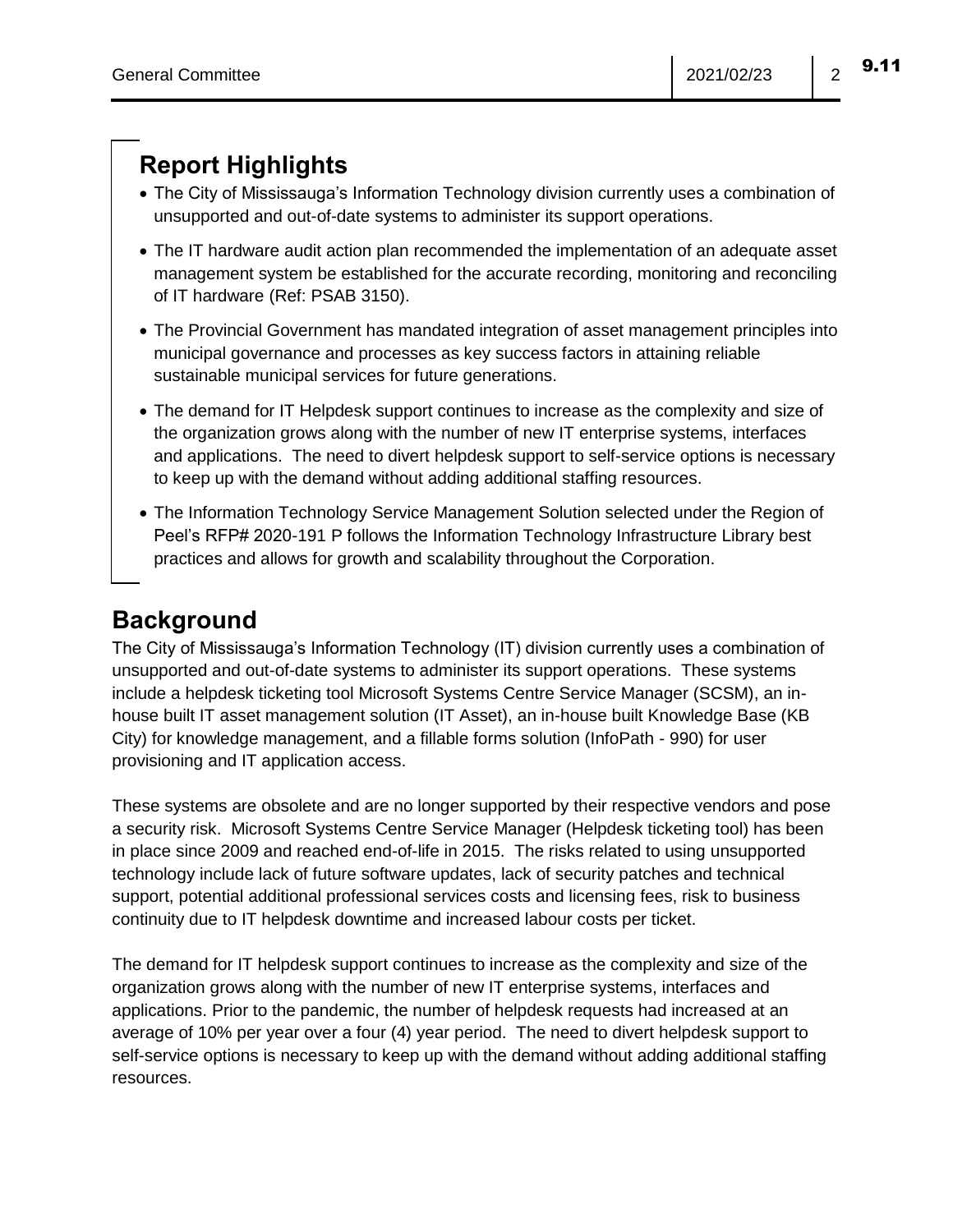## Report Highlights

- The City of Mississauga's Information Technology division currently uses a combination of unsupported and out-of-date systems to administer its support operations.
- The IT hardware audit action plan recommended the implementation of an adequate asset management system be established for the accurate recording, monitoring and reconciling of IT hardware (Ref: PSAB 3150).
- The Provincial Government has mandated integration of asset management principles into municipal governance and processes as key success factors in attaining reliable sustainable municipal services for future generations.
- The demand for IT Helpdesk support continues to increase as the complexity and size of the organization grows along with the number of new IT enterprise systems, interfaces and applications. The need to divert helpdesk support to self-service options is necessary to keep up with the demand without adding additional staffing resources.
- The Information Technology Service Management Solution selected under the Region of Peel's RFP# 2020-191 P follows the Information Technology Infrastructure Library best practices and allows for growth and scalability throughout the Corporation.

## Background

The City of Mississauga's Information Technology (IT) division currently uses a combination of unsupported and out-of-date systems to administer its support operations. These systems include a helpdesk ticketing tool Microsoft Systems Centre Service Manager (SCSM), an in-house built IT asset management solution (IT Asset), an in-house built Knowledge Base (KB City) for knowledge management, and a fillable forms solution (InfoPath - 990) for user provisioning and IT application access.

These systems are obsolete and are no longer supported by their respective vendors and pose a security risk. Microsoft Systems Centre Service Manager (Helpdesk ticketing tool) has been in place since 2009 and reached end-of-life in 2015. The risks related to using unsupported technology include lack of future software updates, lack of security patches and technical support, potential additional professional services costs and licensing fees, risk to business continuity due to IT helpdesk downtime and increased labour costs per ticket.

The demand for IT helpdesk support continues to increase as the complexity and size of the organization grows along with the number of new IT enterprise systems, interfaces and applications. Prior to the pandemic, the number of helpdesk requests had increased at an average of 10% per year over a four (4) year period. The need to divert helpdesk support to self-service options is necessary to keep up with the demand without adding additional staffing resources.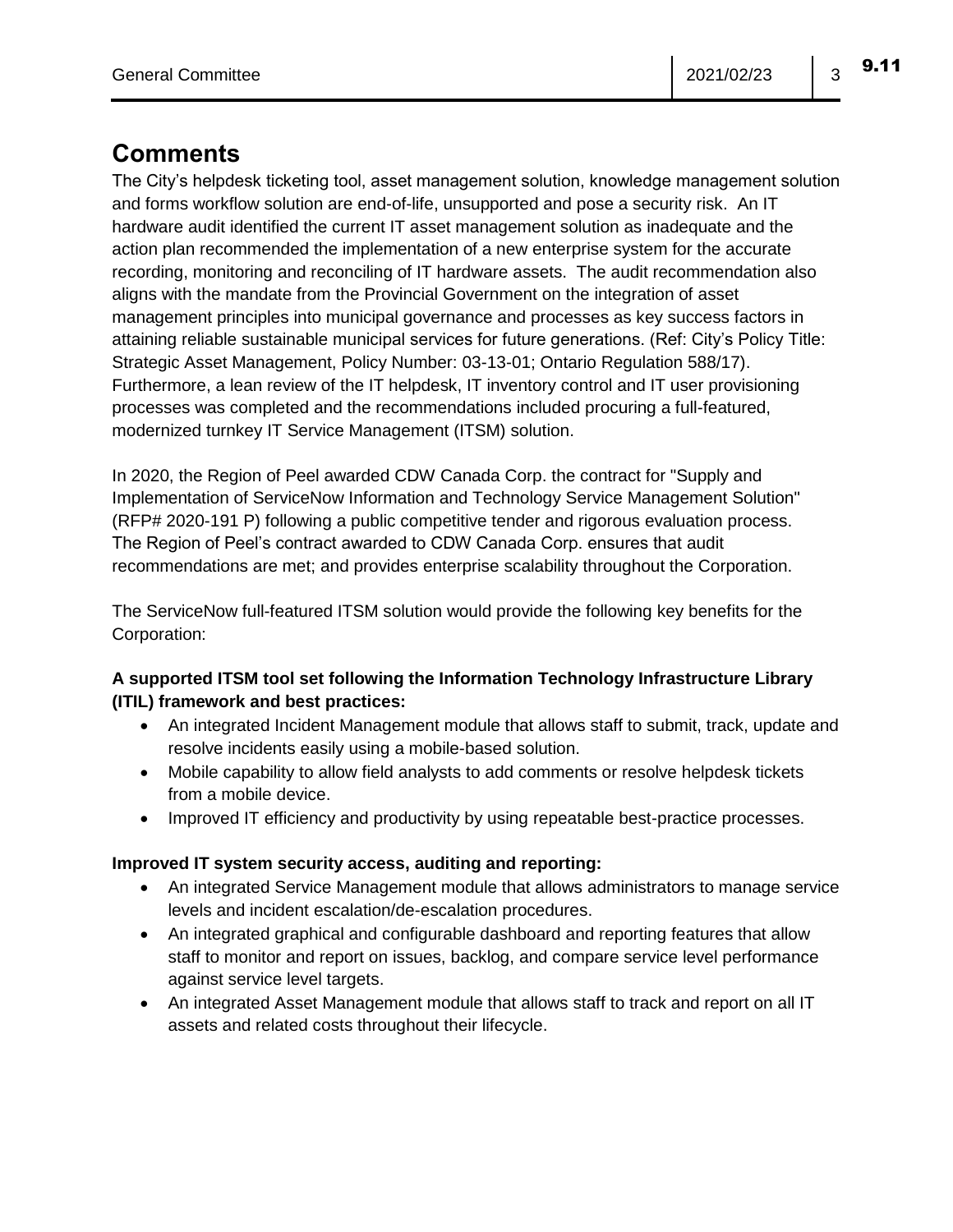# Comments

The City's helpdesk ticketing tool, asset management solution, knowledge management solution and forms workflow solution are end-of-life, unsupported and pose a security risk. An IT hardware audit identified the current IT asset management solution as inadequate and the action plan recommended the implementation of a new enterprise system for the accurate recording, monitoring and reconciling of IT hardware assets. The audit recommendation also aligns with the mandate from the Provincial Government on the integration of asset management principles into municipal governance and processes as key success factors in attaining reliable sustainable municipal services for future generations. (Ref: City's Policy Title: Strategic Asset Management, Policy Number: 03-13-01; Ontario Regulation 588/17). Furthermore, a lean review of the IT helpdesk, IT inventory control and IT user provisioning processes was completed and the recommendations included procuring a full-featured, modernized turnkey IT Service Management (ITSM) solution.

In 2020, the Region of Peel awarded CDW Canada Corp. the contract for "Supply and Implementation of ServiceNow Information and Technology Service Management Solution" (RFP# 2020-191 P) following a public competitive tender and rigorous evaluation process. The Region of Peel's contract awarded to CDW Canada Corp. ensures that audit recommendations are met; and provides enterprise scalability throughout the Corporation.

The ServiceNow full-featured ITSM solution would provide the following key benefits for the Corporation:

**A supported ITSM tool set following the Information Technology Infrastructure Library (ITIL) framework and best practices:**

- An integrated Incident Management module that allows staff to submit, track, update and resolve incidents easily using a mobile-based solution.
- Mobile capability to allow field analysts to add comments or resolve helpdesk tickets from a mobile device.
- Improved IT efficiency and productivity by using repeatable best-practice processes.

**Improved IT system security access, auditing and reporting:**

- An integrated Service Management module that allows administrators to manage service levels and incident escalation/de-escalation procedures.
- An integrated graphical and configurable dashboard and reporting features that allow staff to monitor and report on issues, backlog, and compare service level performance against service level targets.
- An integrated Asset Management module that allows staff to track and report on all IT assets and related costs throughout their lifecycle.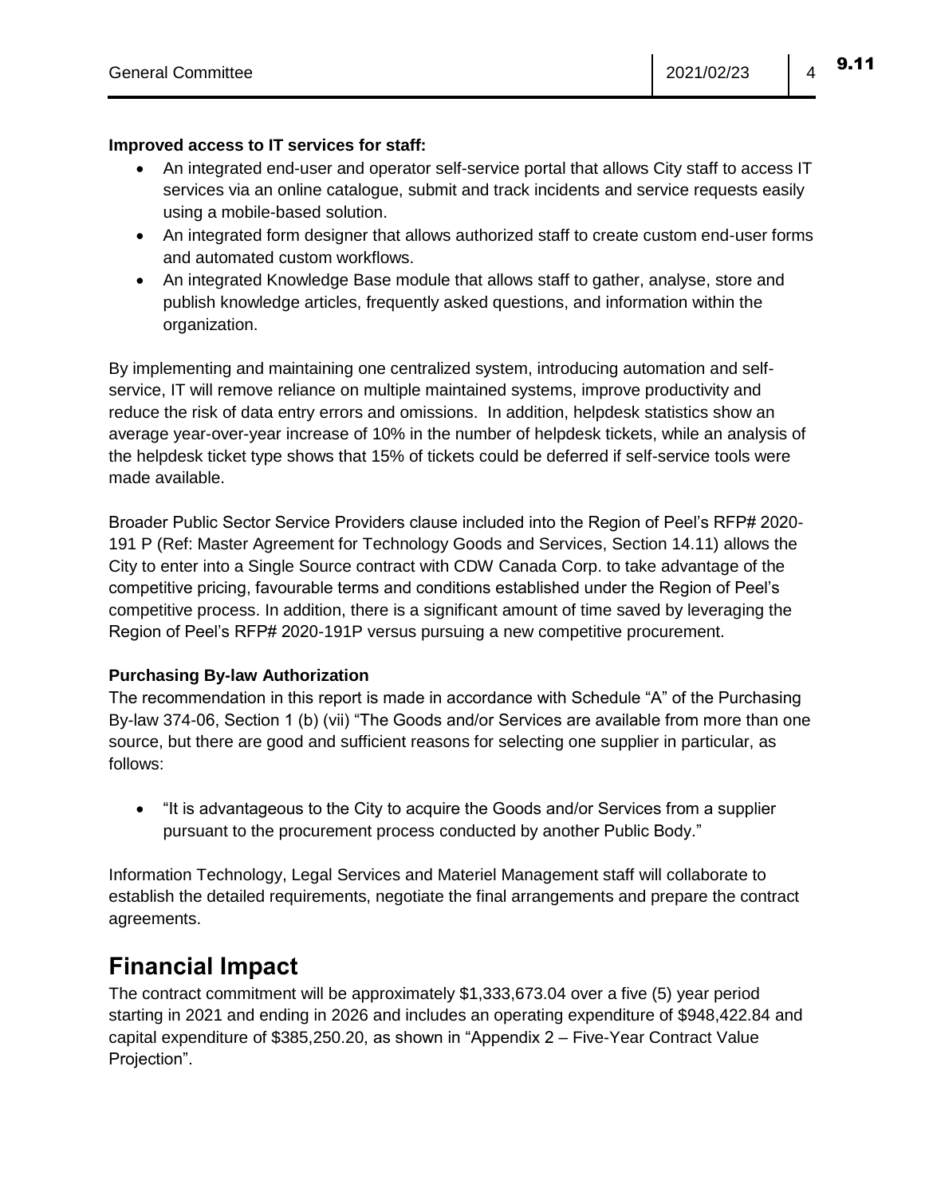**Improved access to IT services for staff:**

- An integrated end-user and operator self-service portal that allows City staff to access IT services via an online catalogue, submit and track incidents and service requests easily using a mobile-based solution.
- An integrated form designer that allows authorized staff to create custom end-user forms and automated custom workflows.
- An integrated Knowledge Base module that allows staff to gather, analyse, store and publish knowledge articles, frequently asked questions, and information within the organization.

By implementing and maintaining one centralized system, introducing automation and self-service, IT will remove reliance on multiple maintained systems, improve productivity and reduce the risk of data entry errors and omissions. In addition, helpdesk statistics show an average year-over-year increase of 10% in the number of helpdesk tickets, while an analysis of the helpdesk ticket type shows that 15% of tickets could be deferred if self-service tools were made available.

Broader Public Sector Service Providers clause included into the Region of Peel's RFP# 2020-191 P (Ref: Master Agreement for Technology Goods and Services, Section 14.11) allows the City to enter into a Single Source contract with CDW Canada Corp. to take advantage of the competitive pricing, favourable terms and conditions established under the Region of Peel's competitive process. In addition, there is a significant amount of time saved by leveraging the Region of Peel's RFP# 2020-191P versus pursuing a new competitive procurement.

**Purchasing By-law Authorization**

The recommendation in this report is made in accordance with Schedule "A" of the Purchasing By-law 374-06, Section 1 (b) (vii) "The Goods and/or Services are available from more than one source, but there are good and sufficient reasons for selecting one supplier in particular, as follows:

- "It is advantageous to the City to acquire the Goods and/or Services from a supplier pursuant to the procurement process conducted by another Public Body."

Information Technology, Legal Services and Materiel Management staff will collaborate to establish the detailed requirements, negotiate the final arrangements and prepare the contract agreements.

# Financial Impact

The contract commitment will be approximately $1,333,673.04 over a five (5) year period starting in 2021 and ending in 2026 and includes an operating expenditure of $948,422.84 and capital expenditure of $385,250.20, as shown in "Appendix 2 – Five-Year Contract Value Projection".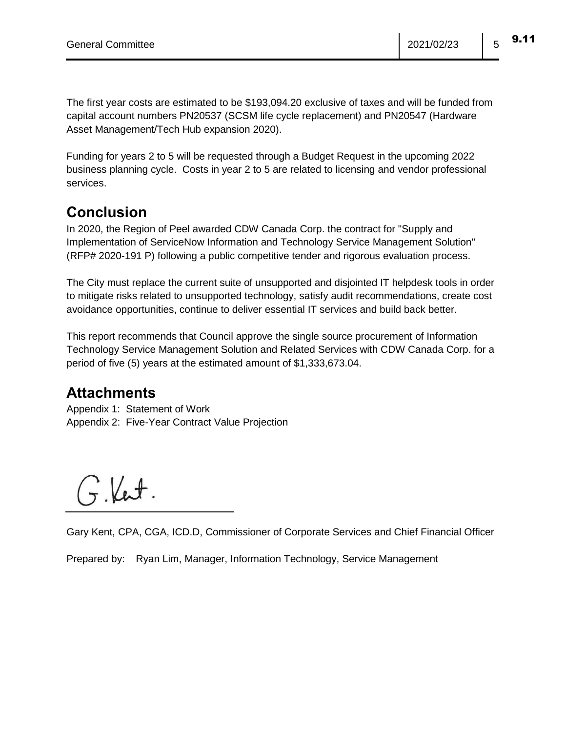The first year costs are estimated to be $193,094.20 exclusive of taxes and will be funded from capital account numbers PN20537 (SCSM life cycle replacement) and PN20547 (Hardware Asset Management/Tech Hub expansion 2020).

Funding for years 2 to 5 will be requested through a Budget Request in the upcoming 2022 business planning cycle. Costs in year 2 to 5 are related to licensing and vendor professional services.

## Conclusion

In 2020, the Region of Peel awarded CDW Canada Corp. the contract for "Supply and Implementation of ServiceNow Information and Technology Service Management Solution" (RFP# 2020-191 P) following a public competitive tender and rigorous evaluation process.

The City must replace the current suite of unsupported and disjointed IT helpdesk tools in order to mitigate risks related to unsupported technology, satisfy audit recommendations, create cost avoidance opportunities, continue to deliver essential IT services and build back better.

This report recommends that Council approve the single source procurement of Information Technology Service Management Solution and Related Services with CDW Canada Corp. for a period of five (5) years at the estimated amount of $1,333,673.04.

## Attachments

Appendix 1: Statement of Work
Appendix 2: Five-Year Contract Value Projection

G. Kent.

Gary Kent, CPA, CGA, ICD.D, Commissioner of Corporate Services and Chief Financial Officer

Prepared by: Ryan Lim, Manager, Information Technology, Service Management